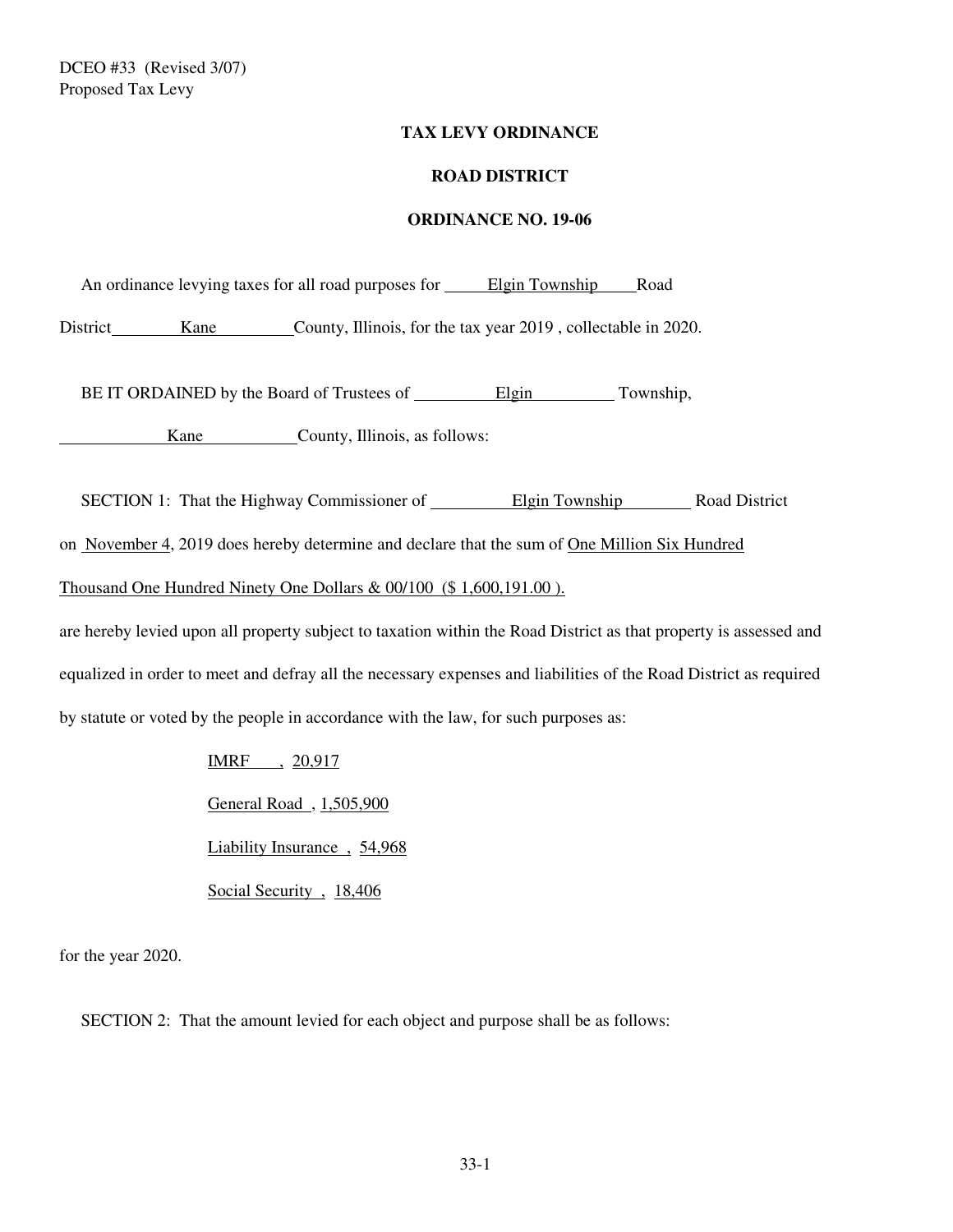DCEO #33 (Revised 3/07)
Proposed Tax Levy

**TAX LEVY ORDINANCE**

**ROAD DISTRICT**

**ORDINANCE NO. 19-06**

An ordinance levying taxes for all road purposes for Elgin Township Road District Kane County, Illinois, for the tax year 2019 , collectable in 2020.

BE IT ORDAINED by the Board of Trustees of Elgin Township, Kane County, Illinois, as follows:

SECTION 1: That the Highway Commissioner of Elgin Township Road District on November 4, 2019 does hereby determine and declare that the sum of One Million Six Hundred Thousand One Hundred Ninety One Dollars & 00/100 ($ 1,600,191.00 ).
are hereby levied upon all property subject to taxation within the Road District as that property is assessed and equalized in order to meet and defray all the necessary expenses and liabilities of the Road District as required by statute or voted by the people in accordance with the law, for such purposes as:

IMRF , 20,917

General Road , 1,505,900

Liability Insurance , 54,968

Social Security , 18,406

for the year 2020.

SECTION 2: That the amount levied for each object and purpose shall be as follows: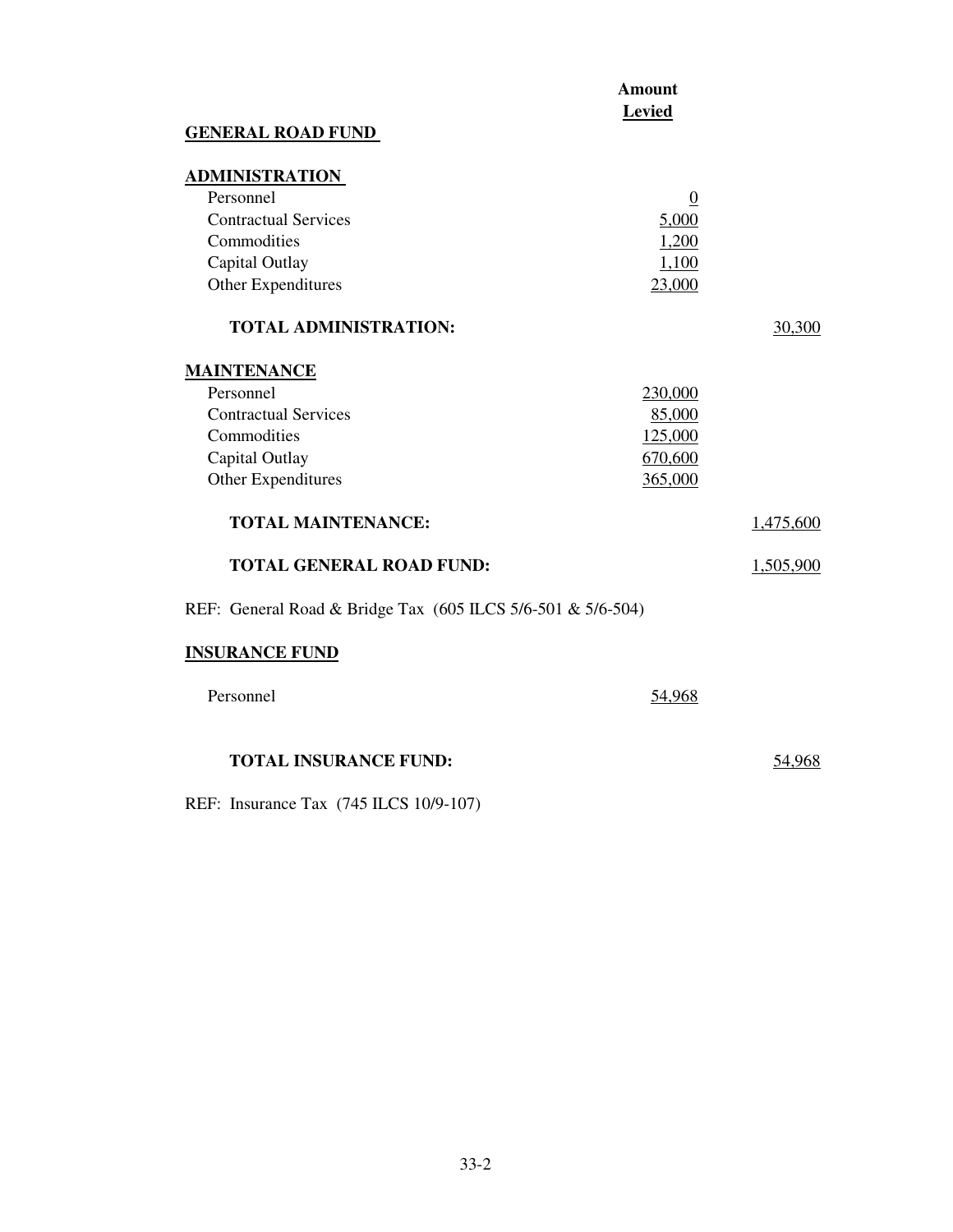| | Amount Levied | |
|---|---|---|
| **GENERAL ROAD FUND** | | |
| **ADMINISTRATION** | | |
| Personnel | 0 | |
| Contractual Services | 5,000 | |
| Commodities | 1,200 | |
| Capital Outlay | 1,100 | |
| Other Expenditures | 23,000 | |
| **TOTAL ADMINISTRATION:** | | 30,300 |
| **MAINTENANCE** | | |
| Personnel | 230,000 | |
| Contractual Services | 85,000 | |
| Commodities | 125,000 | |
| Capital Outlay | 670,600 | |
| Other Expenditures | 365,000 | |
| **TOTAL MAINTENANCE:** | | 1,475,600 |
| **TOTAL GENERAL ROAD FUND:** | | 1,505,900 |

REF: General Road & Bridge Tax (605 ILCS 5/6-501 & 5/6-504)

| | | |
|---|---|---|
| **INSURANCE FUND** | | |
| Personnel | 54,968 | |
| **TOTAL INSURANCE FUND:** | | 54,968 |

REF: Insurance Tax (745 ILCS 10/9-107)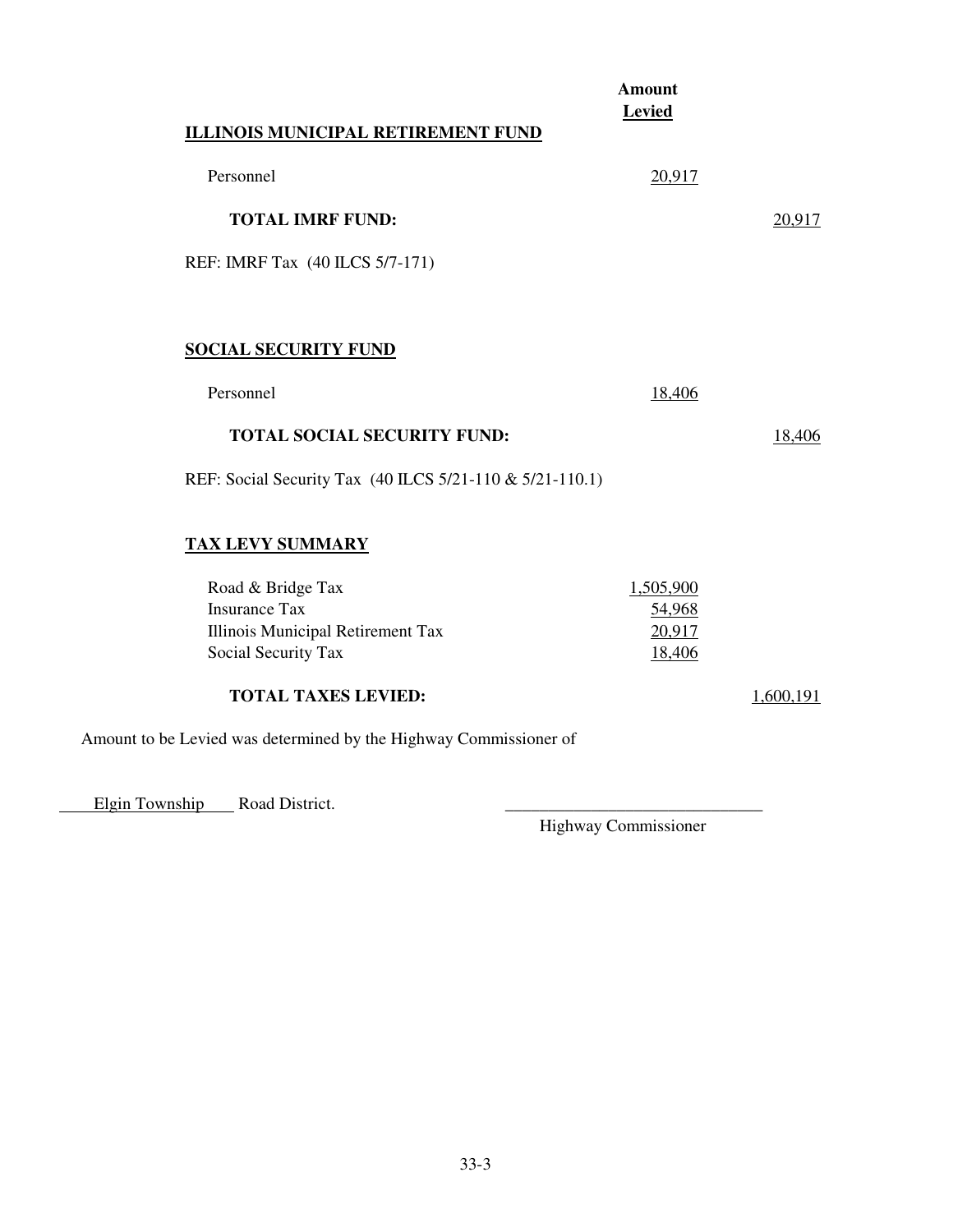| | Amount Levied | |
|---|---|---|
| **ILLINOIS MUNICIPAL RETIREMENT FUND** | | |
| Personnel | 20,917 | |
| **TOTAL IMRF FUND:** | | 20,917 |

REF: IMRF Tax (40 ILCS 5/7-171)

| | | |
|---|---|---|
| **SOCIAL SECURITY FUND** | | |
| Personnel | 18,406 | |
| **TOTAL SOCIAL SECURITY FUND:** | | 18,406 |

REF: Social Security Tax (40 ILCS 5/21-110 & 5/21-110.1)

| | | |
|---|---|---|
| **TAX LEVY SUMMARY** | | |
| Road & Bridge Tax | 1,505,900 | |
| Insurance Tax | 54,968 | |
| Illinois Municipal Retirement Tax | 20,917 | |
| Social Security Tax | 18,406 | |
| **TOTAL TAXES LEVIED:** | | 1,600,191 |

Amount to be Levied was determined by the Highway Commissioner of

Elgin Township Road District.

______________________________
Highway Commissioner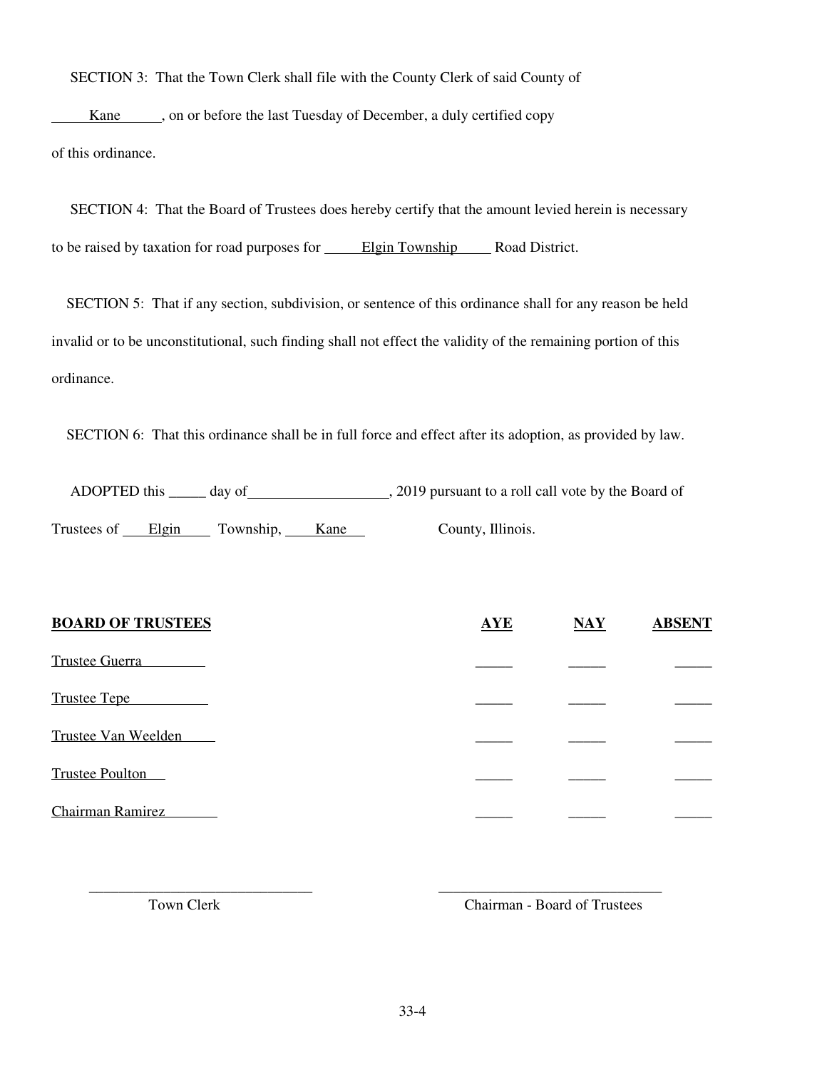SECTION 3: That the Town Clerk shall file with the County Clerk of said County of Kane, on or before the last Tuesday of December, a duly certified copy of this ordinance.

SECTION 4: That the Board of Trustees does hereby certify that the amount levied herein is necessary to be raised by taxation for road purposes for Elgin Township Road District.

SECTION 5: That if any section, subdivision, or sentence of this ordinance shall for any reason be held invalid or to be unconstitutional, such finding shall not effect the validity of the remaining portion of this ordinance.

SECTION 6: That this ordinance shall be in full force and effect after its adoption, as provided by law.

ADOPTED this _____ day of___________________, 2019 pursuant to a roll call vote by the Board of Trustees of Elgin Township, Kane County, Illinois.

| **BOARD OF TRUSTEES** | **AYE** | **NAY** | **ABSENT** |
|---|---|---|---|
| Trustee Guerra | _____ | _____ | _____ |
| Trustee Tepe | _____ | _____ | _____ |
| Trustee Van Weelden | _____ | _____ | _____ |
| Trustee Poulton | _____ | _____ | _____ |
| Chairman Ramirez | _____ | _____ | _____ |

______________________________ Town Clerk

______________________________ Chairman - Board of Trustees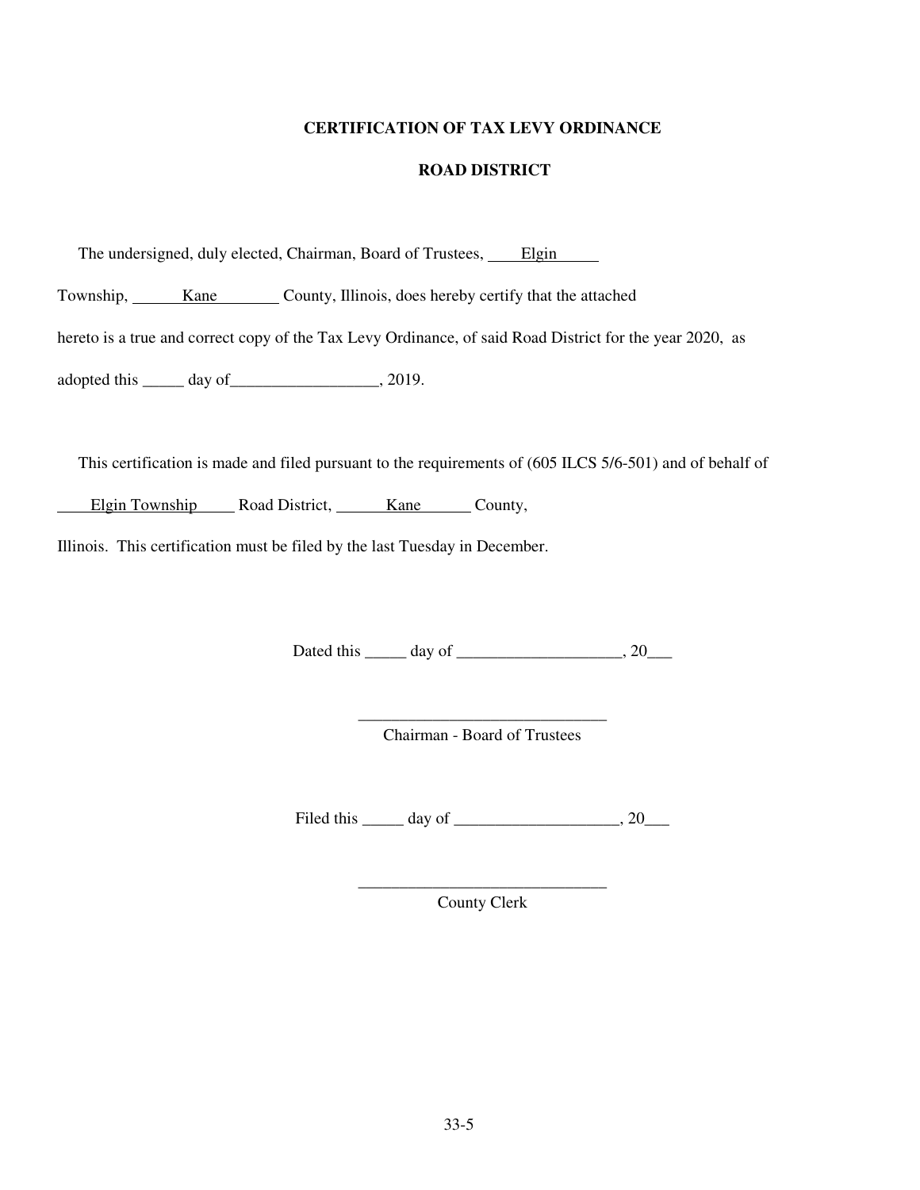**CERTIFICATION OF TAX LEVY ORDINANCE**

**ROAD DISTRICT**

The undersigned, duly elected, Chairman, Board of Trustees, Elgin Township, Kane County, Illinois, does hereby certify that the attached hereto is a true and correct copy of the Tax Levy Ordinance, of said Road District for the year 2020, as adopted this _____ day of__________________, 2019.

This certification is made and filed pursuant to the requirements of (605 ILCS 5/6-501) and of behalf of Elgin Township Road District, Kane County, Illinois. This certification must be filed by the last Tuesday in December.

Dated this _____ day of ____________________, 20___

______________________________
Chairman - Board of Trustees

Filed this _____ day of ____________________, 20___

______________________________
County Clerk